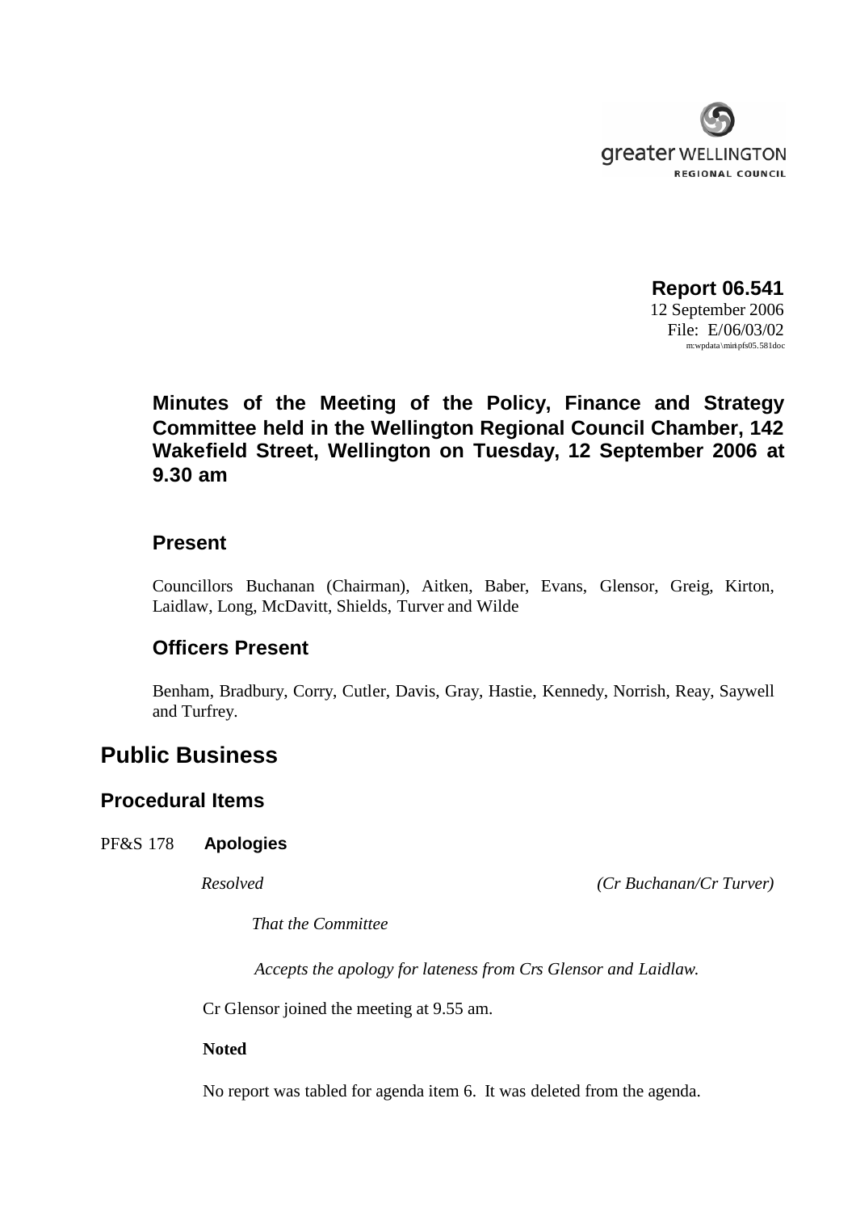**Report 06.541**
12 September 2006
File: E/06/03/02
m:wpdata\min\pfs05.581doc

### Minutes of the Meeting of the Policy, Finance and Strategy Committee held in the Wellington Regional Council Chamber, 142 Wakefield Street, Wellington on Tuesday, 12 September 2006 at 9.30 am

### Present

Councillors Buchanan (Chairman), Aitken, Baber, Evans, Glensor, Greig, Kirton, Laidlaw, Long, McDavitt, Shields, Turver and Wilde

### Officers Present

Benham, Bradbury, Corry, Cutler, Davis, Gray, Hastie, Kennedy, Norrish, Reay, Saywell and Turfrey.

## Public Business

## Procedural Items

PF&S 178 **Apologies**

*Resolved* *(Cr Buchanan/Cr Turver)*

*That the Committee*

*Accepts the apology for lateness from Crs Glensor and Laidlaw.*

Cr Glensor joined the meeting at 9.55 am.

**Noted**

No report was tabled for agenda item 6. It was deleted from the agenda.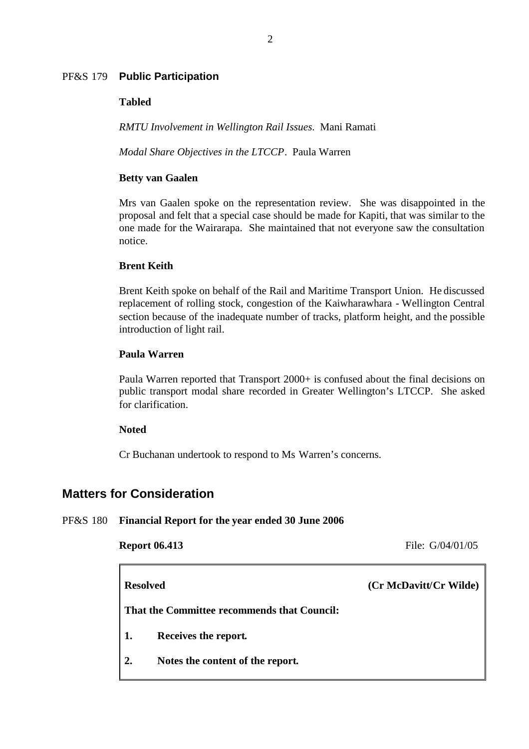PF&S 179 **Public Participation**

**Tabled**

*RMTU Involvement in Wellington Rail Issues.* Mani Ramati

*Modal Share Objectives in the LTCCP*. Paula Warren

**Betty van Gaalen**

Mrs van Gaalen spoke on the representation review. She was disappointed in the proposal and felt that a special case should be made for Kapiti, that was similar to the one made for the Wairarapa. She maintained that not everyone saw the consultation notice.

**Brent Keith**

Brent Keith spoke on behalf of the Rail and Maritime Transport Union. He discussed replacement of rolling stock, congestion of the Kaiwharawhara - Wellington Central section because of the inadequate number of tracks, platform height, and the possible introduction of light rail.

**Paula Warren**

Paula Warren reported that Transport 2000+ is confused about the final decisions on public transport modal share recorded in Greater Wellington's LTCCP. She asked for clarification.

**Noted**

Cr Buchanan undertook to respond to Ms Warren's concerns.

## Matters for Consideration

PF&S 180 **Financial Report for the year ended 30 June 2006**

**Report 06.413** File: G/04/01/05

**Resolved** **(Cr McDavitt/Cr Wilde)**

**That the Committee recommends that Council:**

1. **Receives the report.**
2. **Notes the content of the report.**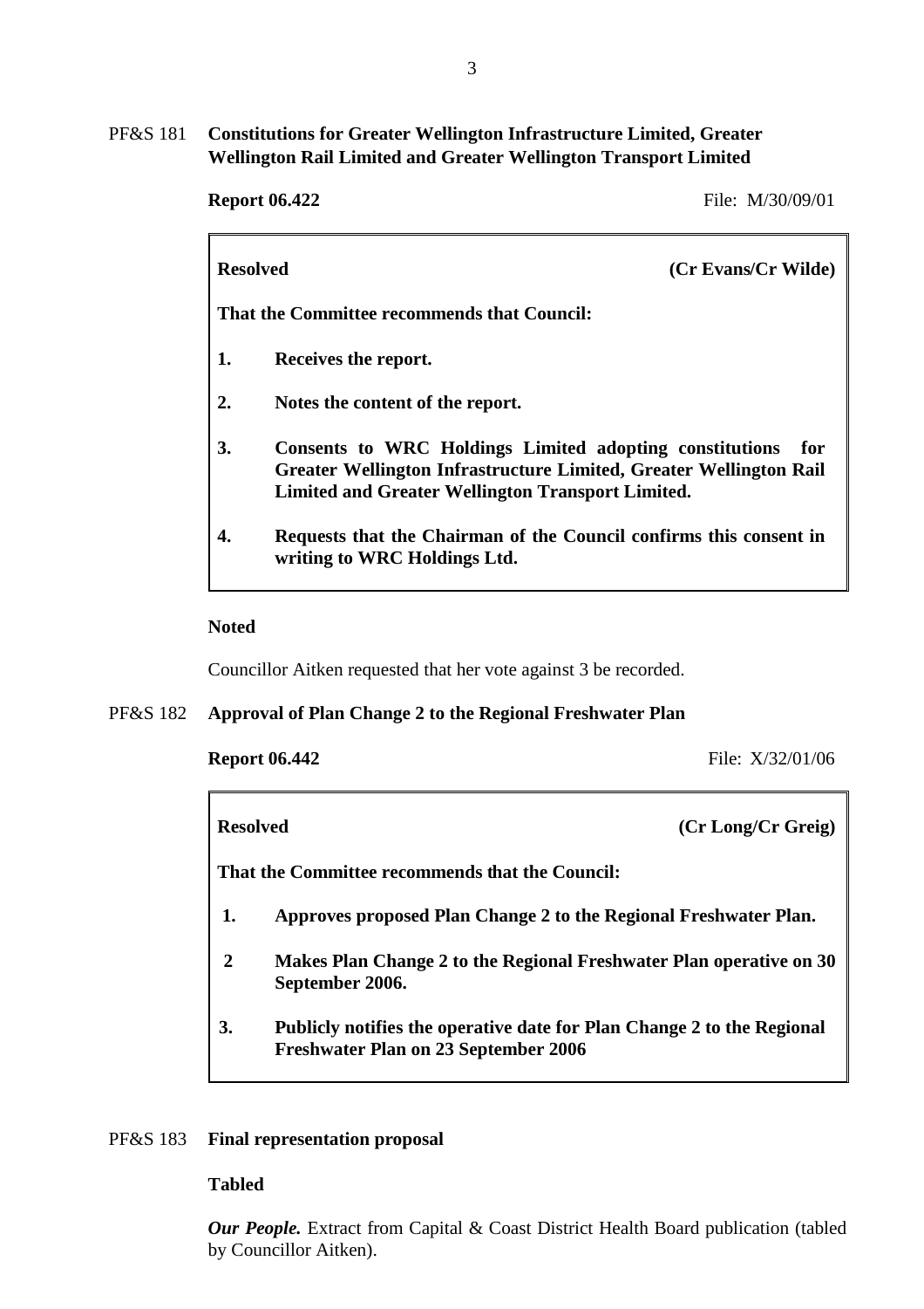PF&S 181 **Constitutions for Greater Wellington Infrastructure Limited, Greater Wellington Rail Limited and Greater Wellington Transport Limited**

**Report 06.422** File: M/30/09/01

**Resolved (Cr Evans/Cr Wilde)**

**That the Committee recommends that Council:**

1. **Receives the report.**
2. **Notes the content of the report.**
3. **Consents to WRC Holdings Limited adopting constitutions for Greater Wellington Infrastructure Limited, Greater Wellington Rail Limited and Greater Wellington Transport Limited.**
4. **Requests that the Chairman of the Council confirms this consent in writing to WRC Holdings Ltd.**

**Noted**

Councillor Aitken requested that her vote against 3 be recorded.

PF&S 182 **Approval of Plan Change 2 to the Regional Freshwater Plan**

**Report 06.442** File: X/32/01/06

**Resolved (Cr Long/Cr Greig)**

**That the Committee recommends that the Council:**

1. **Approves proposed Plan Change 2 to the Regional Freshwater Plan.**
2. **Makes Plan Change 2 to the Regional Freshwater Plan operative on 30 September 2006.**
3. **Publicly notifies the operative date for Plan Change 2 to the Regional Freshwater Plan on 23 September 2006**

PF&S 183 **Final representation proposal**

**Tabled**

***Our People.*** Extract from Capital & Coast District Health Board publication (tabled by Councillor Aitken).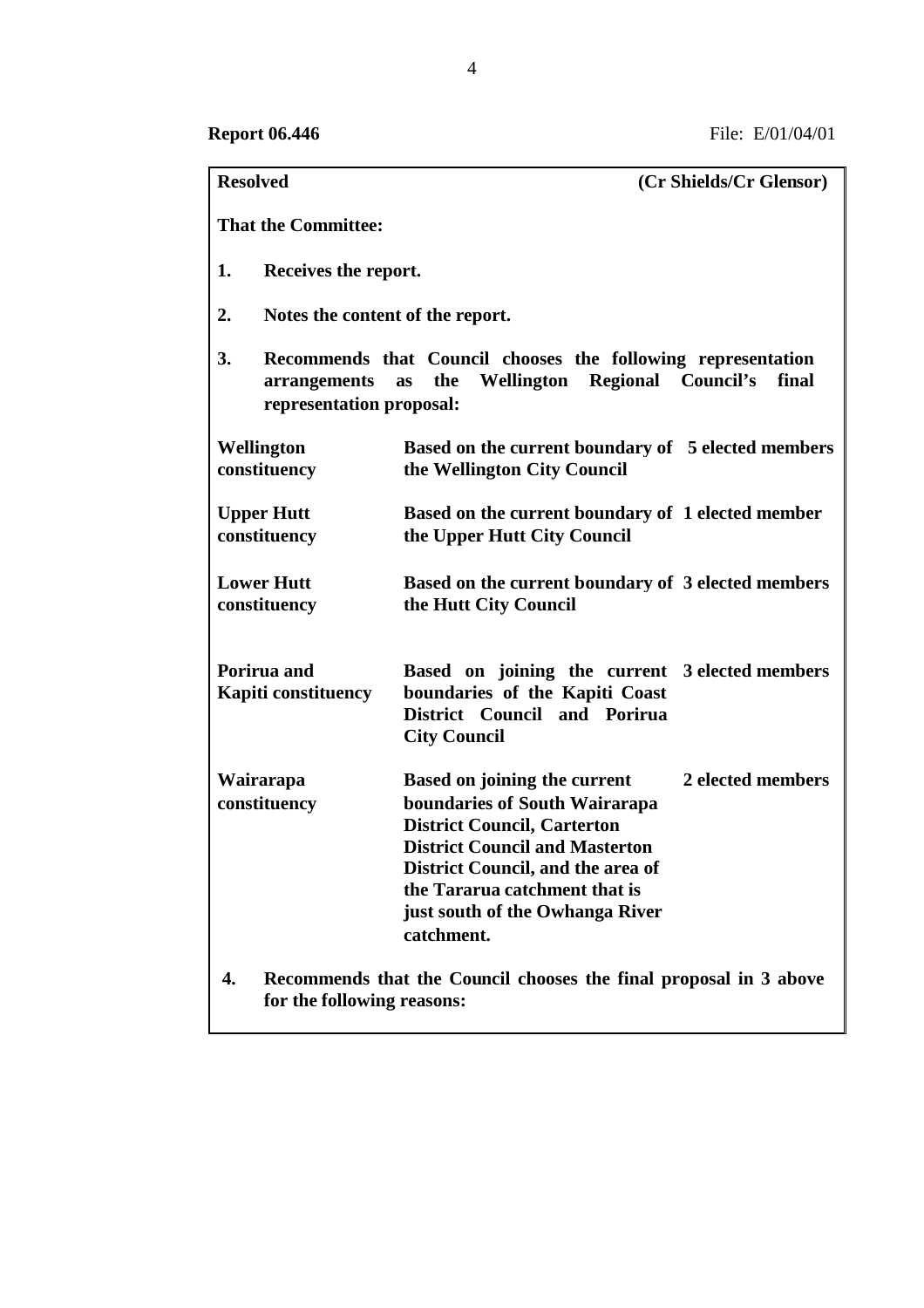**Report 06.446** File: E/01/04/01

**Resolved** **(Cr Shields/Cr Glensor)**

**That the Committee:**

1. **Receives the report.**

2. **Notes the content of the report.**

3. **Recommends that Council chooses the following representation arrangements as the Wellington Regional Council's final representation proposal:**

| | | |
|---|---|---|
| **Wellington constituency** | **Based on the current boundary of the Wellington City Council** | **5 elected members** |
| **Upper Hutt constituency** | **Based on the current boundary of the Upper Hutt City Council** | **1 elected member** |
| **Lower Hutt constituency** | **Based on the current boundary of the Hutt City Council** | **3 elected members** |
| **Porirua and Kapiti constituency** | **Based on joining the current boundaries of the Kapiti Coast District Council and Porirua City Council** | **3 elected members** |
| **Wairarapa constituency** | **Based on joining the current boundaries of South Wairarapa District Council, Carterton District Council and Masterton District Council, and the area of the Tararua catchment that is just south of the Owhanga River catchment.** | **2 elected members** |

4. **Recommends that the Council chooses the final proposal in 3 above for the following reasons:**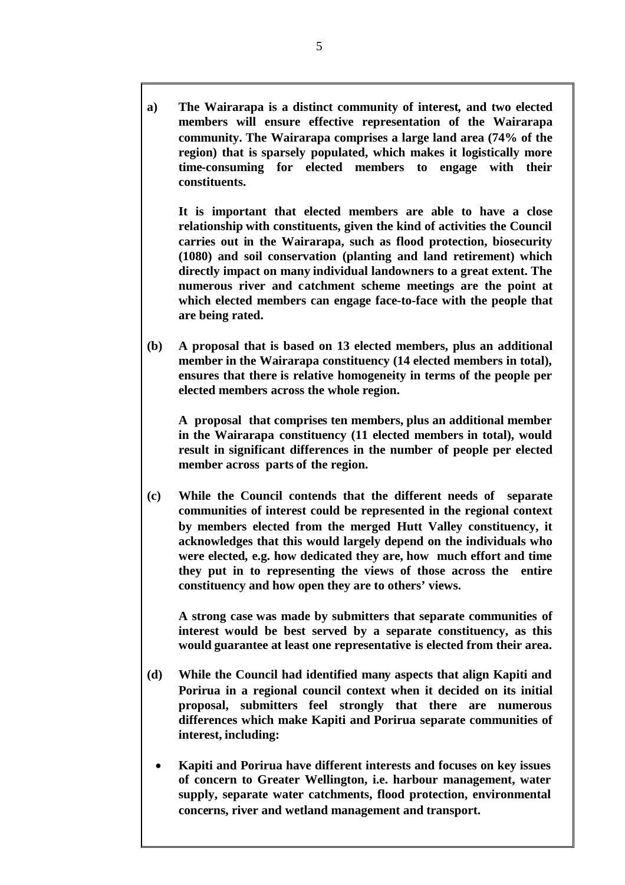**a) The Wairarapa is a distinct community of interest, and two elected members will ensure effective representation of the Wairarapa community. The Wairarapa comprises a large land area (74% of the region) that is sparsely populated, which makes it logistically more time-consuming for elected members to engage with their constituents.**

**It is important that elected members are able to have a close relationship with constituents, given the kind of activities the Council carries out in the Wairarapa, such as flood protection, biosecurity (1080) and soil conservation (planting and land retirement) which directly impact on many individual landowners to a great extent. The numerous river and catchment scheme meetings are the point at which elected members can engage face-to-face with the people that are being rated.**

**(b) A proposal that is based on 13 elected members, plus an additional member in the Wairarapa constituency (14 elected members in total), ensures that there is relative homogeneity in terms of the people per elected members across the whole region.**

**A proposal that comprises ten members, plus an additional member in the Wairarapa constituency (11 elected members in total), would result in significant differences in the number of people per elected member across parts of the region.**

**(c) While the Council contends that the different needs of separate communities of interest could be represented in the regional context by members elected from the merged Hutt Valley constituency, it acknowledges that this would largely depend on the individuals who were elected, e.g. how dedicated they are, how much effort and time they put in to representing the views of those across the entire constituency and how open they are to others' views.**

**A strong case was made by submitters that separate communities of interest would be best served by a separate constituency, as this would guarantee at least one representative is elected from their area.**

**(d) While the Council had identified many aspects that align Kapiti and Porirua in a regional council context when it decided on its initial proposal, submitters feel strongly that there are numerous differences which make Kapiti and Porirua separate communities of interest, including:**

- **Kapiti and Porirua have different interests and focuses on key issues of concern to Greater Wellington, i.e. harbour management, water supply, separate water catchments, flood protection, environmental concerns, river and wetland management and transport.**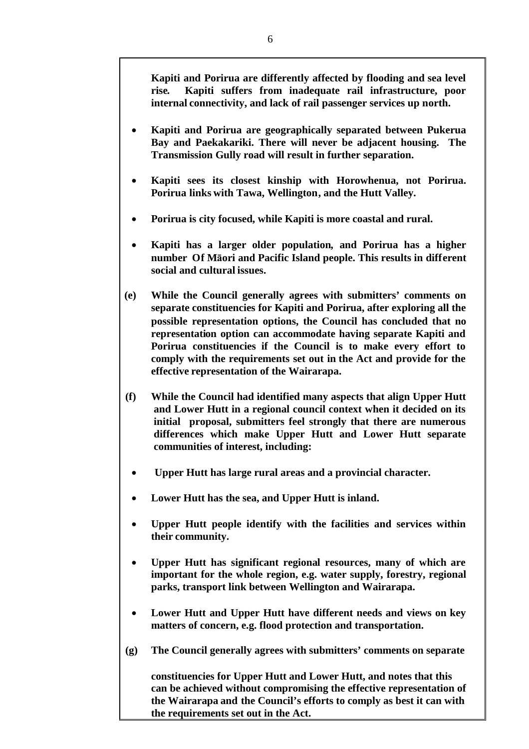**Kapiti and Porirua are differently affected by flooding and sea level rise. Kapiti suffers from inadequate rail infrastructure, poor internal connectivity, and lack of rail passenger services up north.**

- **Kapiti and Porirua are geographically separated between Pukerua Bay and Paekakariki. There will never be adjacent housing. The Transmission Gully road will result in further separation.**
- **Kapiti sees its closest kinship with Horowhenua, not Porirua. Porirua links with Tawa, Wellington, and the Hutt Valley.**
- **Porirua is city focused, while Kapiti is more coastal and rural.**
- **Kapiti has a larger older population, and Porirua has a higher number Of Māori and Pacific Island people. This results in different social and cultural issues.**

**(e) While the Council generally agrees with submitters' comments on separate constituencies for Kapiti and Porirua, after exploring all the possible representation options, the Council has concluded that no representation option can accommodate having separate Kapiti and Porirua constituencies if the Council is to make every effort to comply with the requirements set out in the Act and provide for the effective representation of the Wairarapa.**

**(f) While the Council had identified many aspects that align Upper Hutt and Lower Hutt in a regional council context when it decided on its initial proposal, submitters feel strongly that there are numerous differences which make Upper Hutt and Lower Hutt separate communities of interest, including:**

- **Upper Hutt has large rural areas and a provincial character.**
- **Lower Hutt has the sea, and Upper Hutt is inland.**
- **Upper Hutt people identify with the facilities and services within their community.**
- **Upper Hutt has significant regional resources, many of which are important for the whole region, e.g. water supply, forestry, regional parks, transport link between Wellington and Wairarapa.**
- **Lower Hutt and Upper Hutt have different needs and views on key matters of concern, e.g. flood protection and transportation.**

**(g) The Council generally agrees with submitters' comments on separate constituencies for Upper Hutt and Lower Hutt, and notes that this can be achieved without compromising the effective representation of the Wairarapa and the Council's efforts to comply as best it can with the requirements set out in the Act.**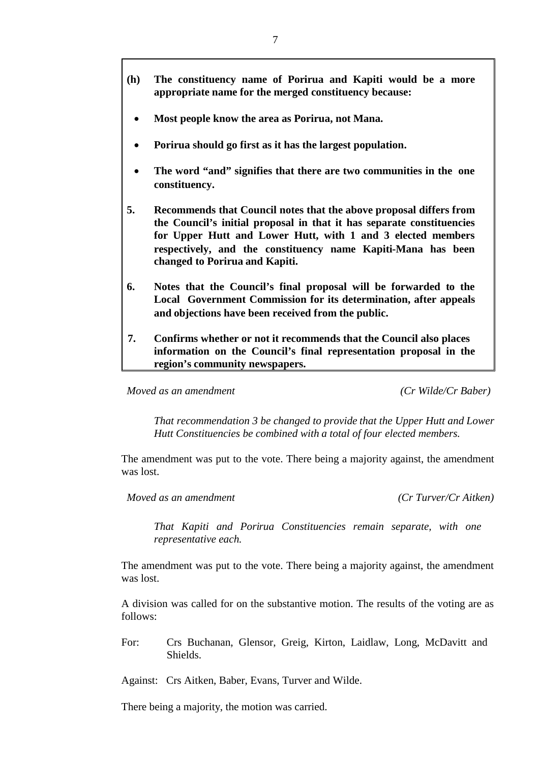**(h) The constituency name of Porirua and Kapiti would be a more appropriate name for the merged constituency because:**

- **Most people know the area as Porirua, not Mana.**
- **Porirua should go first as it has the largest population.**
- **The word "and" signifies that there are two communities in the one constituency.**

**5. Recommends that Council notes that the above proposal differs from the Council's initial proposal in that it has separate constituencies for Upper Hutt and Lower Hutt, with 1 and 3 elected members respectively, and the constituency name Kapiti-Mana has been changed to Porirua and Kapiti.**

**6. Notes that the Council's final proposal will be forwarded to the Local Government Commission for its determination, after appeals and objections have been received from the public.**

**7. Confirms whether or not it recommends that the Council also places information on the Council's final representation proposal in the region's community newspapers.**

*Moved as an amendment* *(Cr Wilde/Cr Baber)*

> *That recommendation 3 be changed to provide that the Upper Hutt and Lower Hutt Constituencies be combined with a total of four elected members.*

The amendment was put to the vote. There being a majority against, the amendment was lost.

*Moved as an amendment* *(Cr Turver/Cr Aitken)*

> *That Kapiti and Porirua Constituencies remain separate, with one representative each.*

The amendment was put to the vote. There being a majority against, the amendment was lost.

A division was called for on the substantive motion. The results of the voting are as follows:

For: Crs Buchanan, Glensor, Greig, Kirton, Laidlaw, Long, McDavitt and Shields.

Against: Crs Aitken, Baber, Evans, Turver and Wilde.

There being a majority, the motion was carried.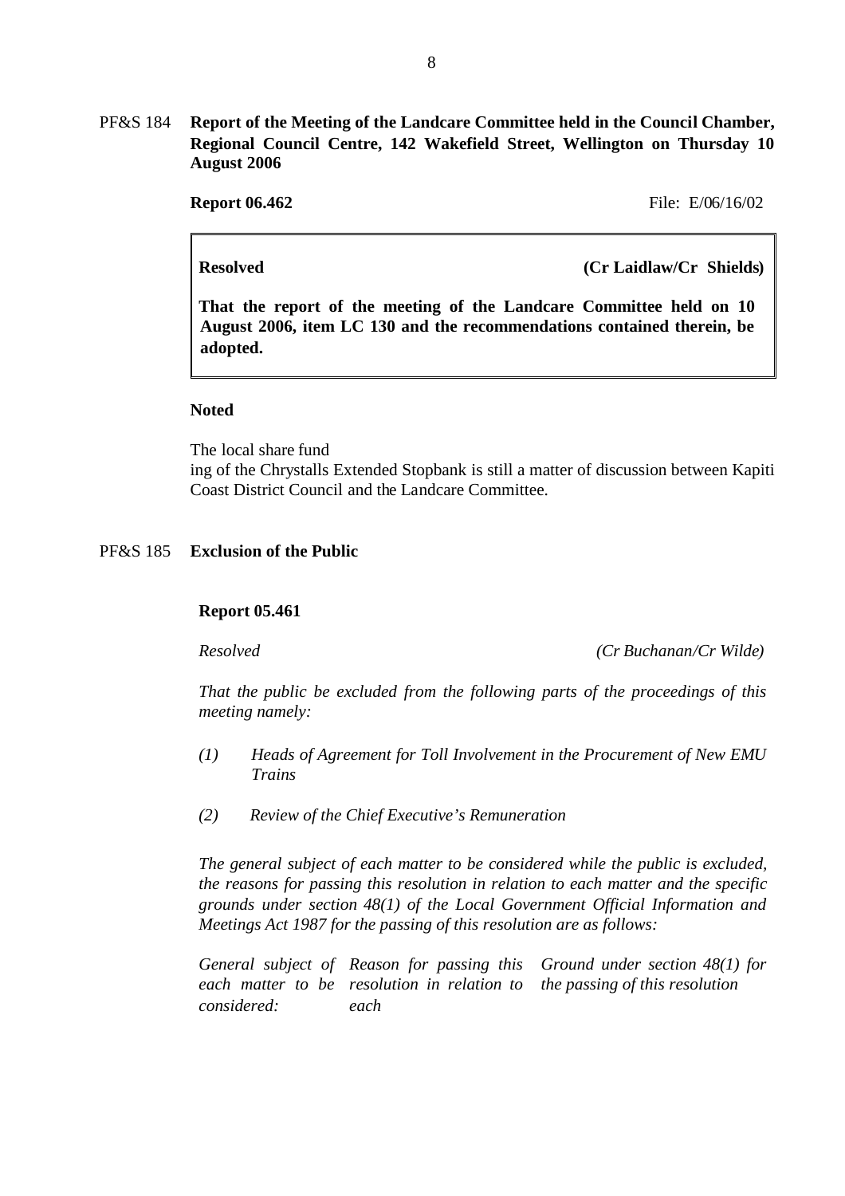PF&S 184 **Report of the Meeting of the Landcare Committee held in the Council Chamber, Regional Council Centre, 142 Wakefield Street, Wellington on Thursday 10 August 2006**

**Report 06.462** File: E/06/16/02

**Resolved** **(Cr Laidlaw/Cr Shields)**

**That the report of the meeting of the Landcare Committee held on 10 August 2006, item LC 130 and the recommendations contained therein, be adopted.**

**Noted**

The local share fund
ing of the Chrystalls Extended Stopbank is still a matter of discussion between Kapiti Coast District Council and the Landcare Committee.

PF&S 185 **Exclusion of the Public**

**Report 05.461**

*Resolved* *(Cr Buchanan/Cr Wilde)*

*That the public be excluded from the following parts of the proceedings of this meeting namely:*

*(1) Heads of Agreement for Toll Involvement in the Procurement of New EMU Trains*

*(2) Review of the Chief Executive's Remuneration*

*The general subject of each matter to be considered while the public is excluded, the reasons for passing this resolution in relation to each matter and the specific grounds under section 48(1) of the Local Government Official Information and Meetings Act 1987 for the passing of this resolution are as follows:*

| *General subject of each matter to be considered:* | *Reason for passing this resolution in relation to each* | *Ground under section 48(1) for the passing of this resolution* |
| --- | --- | --- |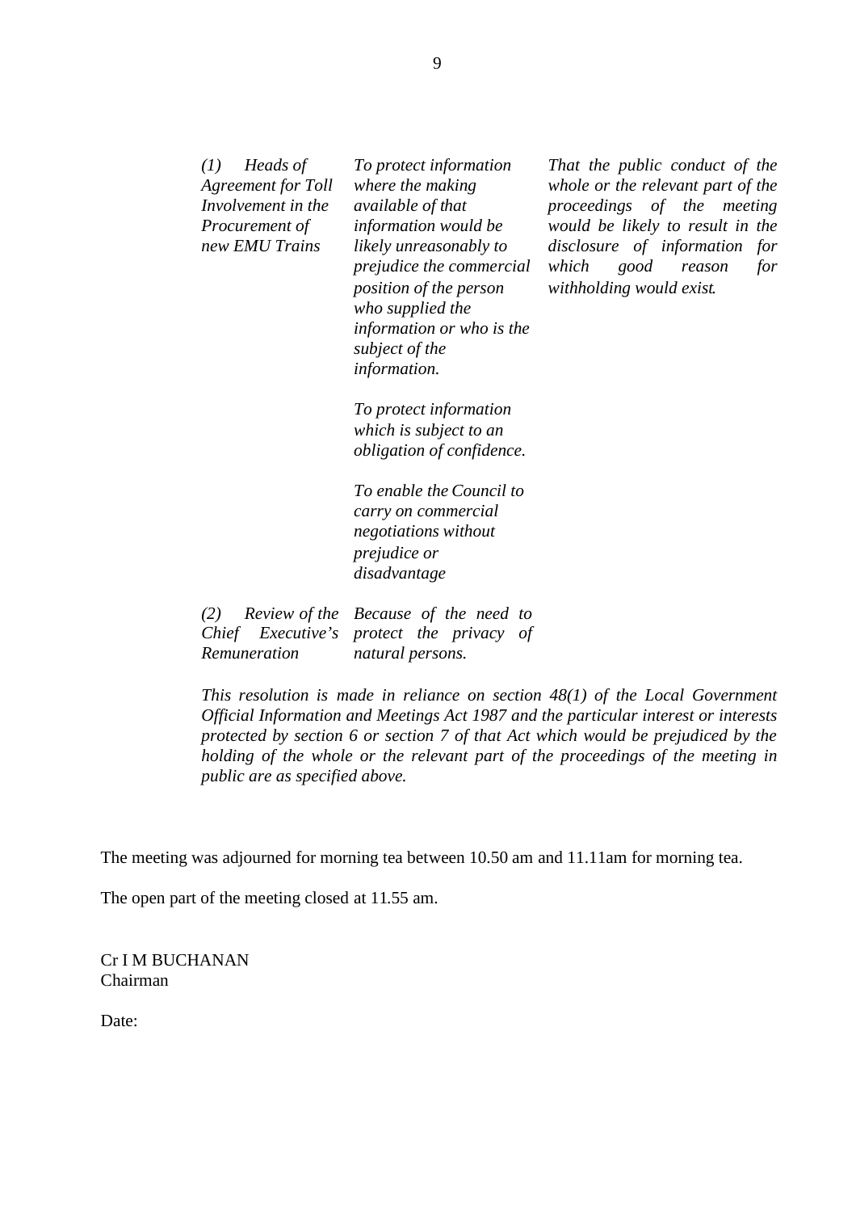| | | |
|---|---|---|
| *(1) Heads of Agreement for Toll Involvement in the Procurement of new EMU Trains* | *To protect information where the making available of that information would be likely unreasonably to prejudice the commercial position of the person who supplied the information or who is the subject of the information.*<br><br>*To protect information which is subject to an obligation of confidence.*<br><br>*To enable the Council to carry on commercial negotiations without prejudice or disadvantage* | *That the public conduct of the whole or the relevant part of the proceedings of the meeting would be likely to result in the disclosure of information for which good reason for withholding would exist.* |
| *(2) Review of the Chief Executive's Remuneration* | *Because of the need to protect the privacy of natural persons.* | |

*This resolution is made in reliance on section 48(1) of the Local Government Official Information and Meetings Act 1987 and the particular interest or interests protected by section 6 or section 7 of that Act which would be prejudiced by the holding of the whole or the relevant part of the proceedings of the meeting in public are as specified above.*

The meeting was adjourned for morning tea between 10.50 am and 11.11am for morning tea.

The open part of the meeting closed at 11.55 am.

Cr I M BUCHANAN
Chairman

Date: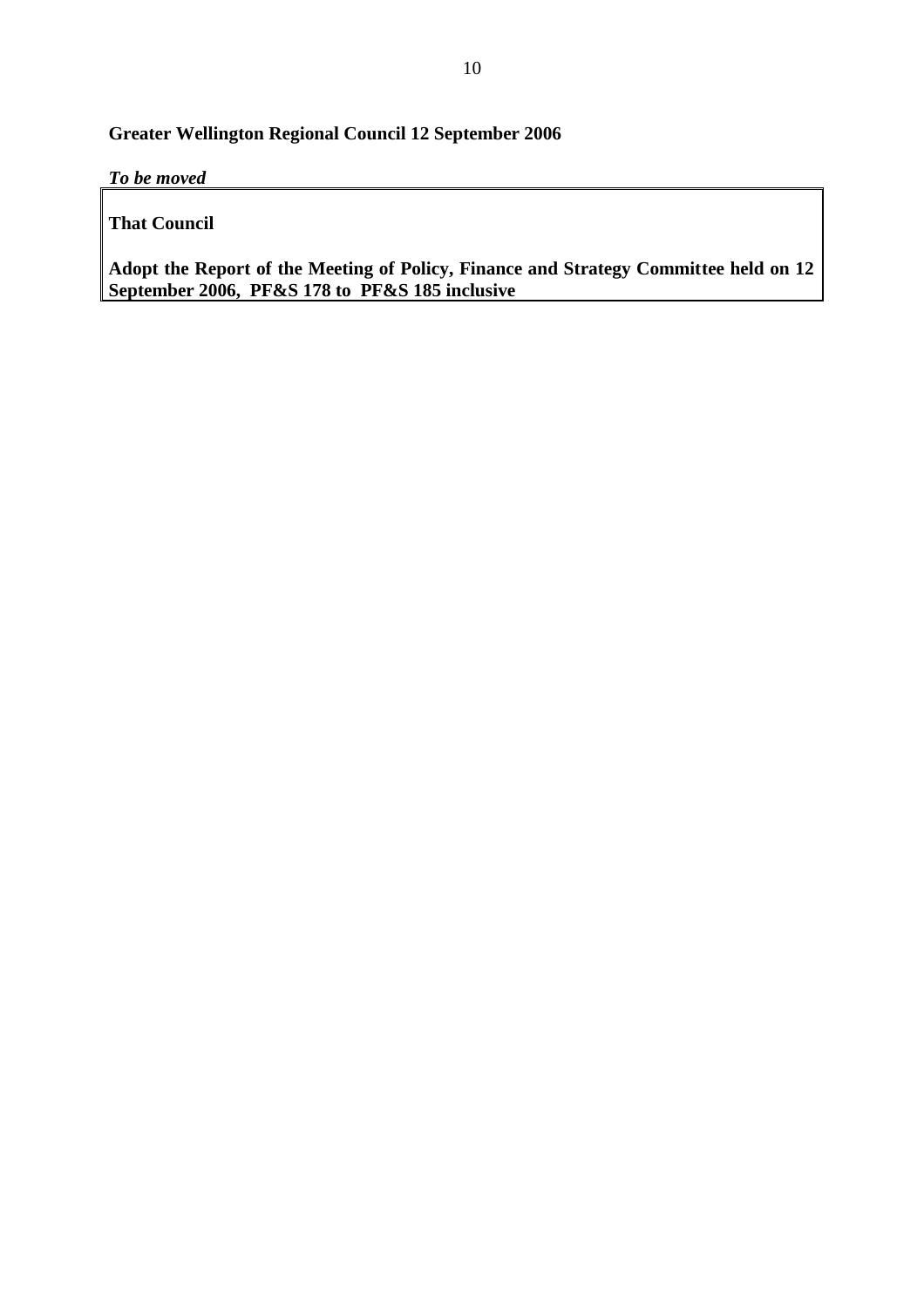**Greater Wellington Regional Council 12 September 2006**

***To be moved***

**That Council**

**Adopt the Report of the Meeting of Policy, Finance and Strategy Committee held on 12 September 2006, PF&S 178 to PF&S 185 inclusive**